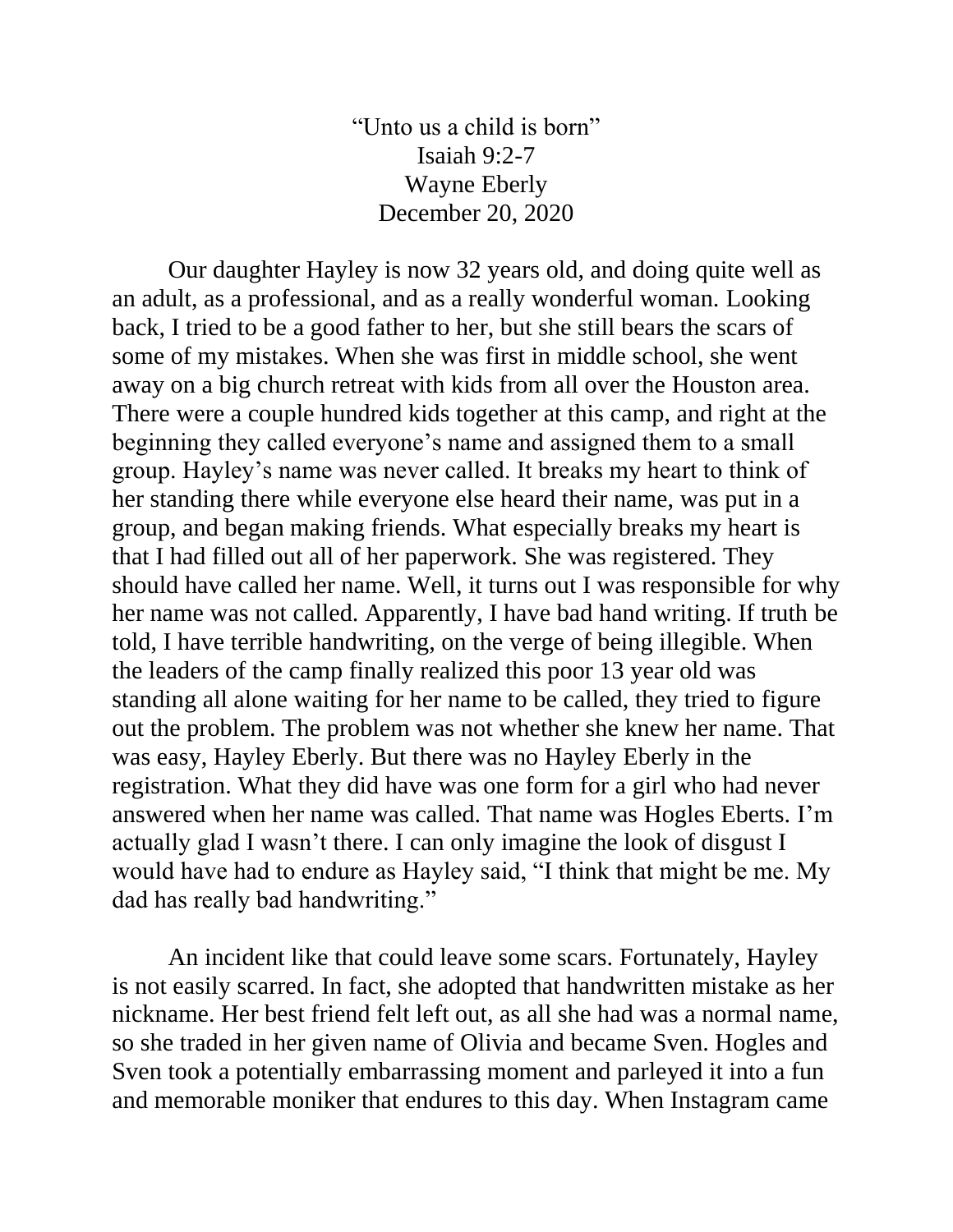“Unto us a child is born”
Isaiah 9:2-7
Wayne Eberly
December 20, 2020

Our daughter Hayley is now 32 years old, and doing quite well as an adult, as a professional, and as a really wonderful woman. Looking back, I tried to be a good father to her, but she still bears the scars of some of my mistakes. When she was first in middle school, she went away on a big church retreat with kids from all over the Houston area. There were a couple hundred kids together at this camp, and right at the beginning they called everyone’s name and assigned them to a small group. Hayley’s name was never called. It breaks my heart to think of her standing there while everyone else heard their name, was put in a group, and began making friends. What especially breaks my heart is that I had filled out all of her paperwork. She was registered. They should have called her name. Well, it turns out I was responsible for why her name was not called. Apparently, I have bad hand writing. If truth be told, I have terrible handwriting, on the verge of being illegible. When the leaders of the camp finally realized this poor 13 year old was standing all alone waiting for her name to be called, they tried to figure out the problem. The problem was not whether she knew her name. That was easy, Hayley Eberly. But there was no Hayley Eberly in the registration. What they did have was one form for a girl who had never answered when her name was called. That name was Hogles Eberts. I’m actually glad I wasn’t there. I can only imagine the look of disgust I would have had to endure as Hayley said, “I think that might be me. My dad has really bad handwriting.”

An incident like that could leave some scars. Fortunately, Hayley is not easily scarred. In fact, she adopted that handwritten mistake as her nickname. Her best friend felt left out, as all she had was a normal name, so she traded in her given name of Olivia and became Sven. Hogles and Sven took a potentially embarrassing moment and parleyed it into a fun and memorable moniker that endures to this day. When Instagram came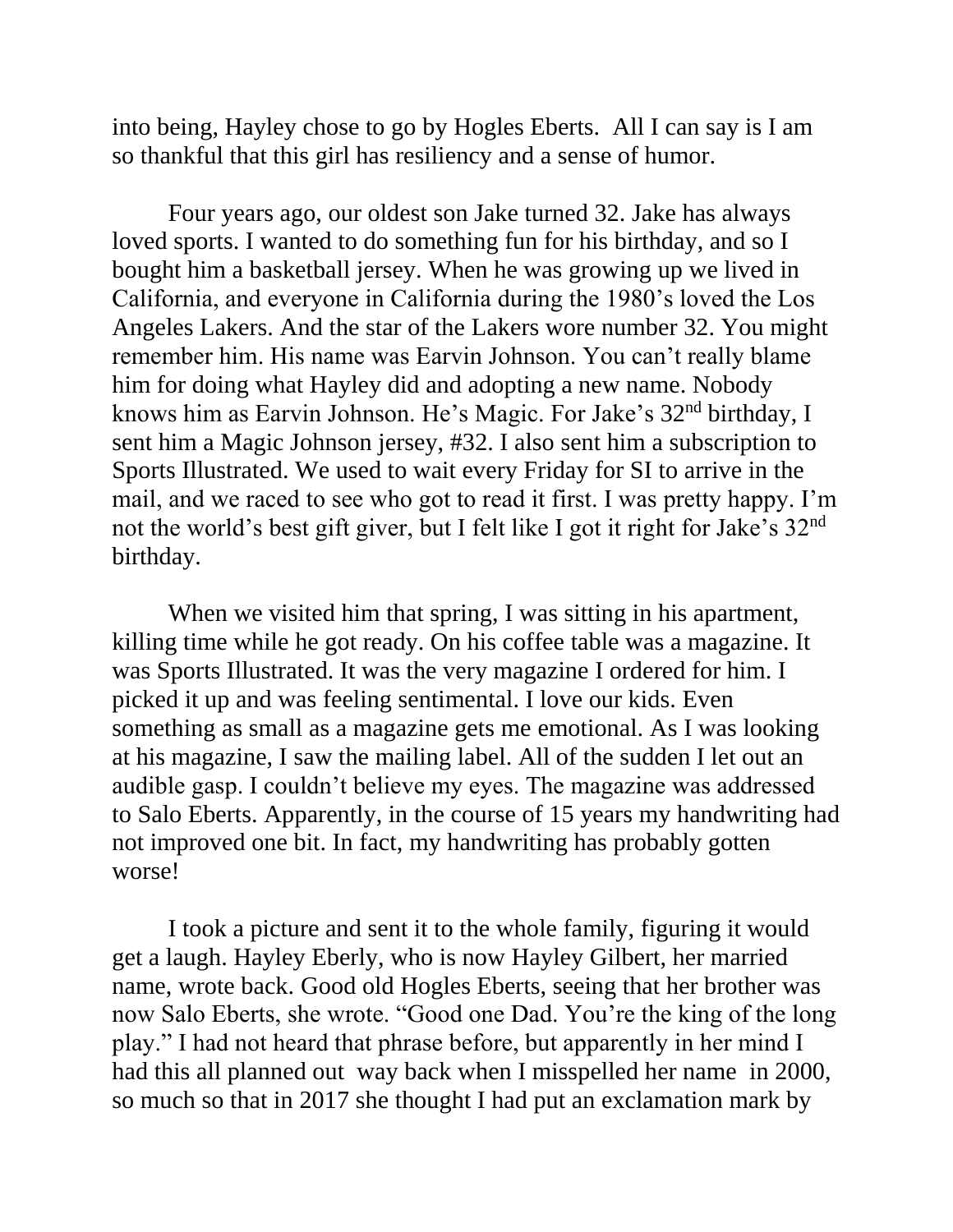into being, Hayley chose to go by Hogles Eberts. All I can say is I am so thankful that this girl has resiliency and a sense of humor.

Four years ago, our oldest son Jake turned 32. Jake has always loved sports. I wanted to do something fun for his birthday, and so I bought him a basketball jersey. When he was growing up we lived in California, and everyone in California during the 1980's loved the Los Angeles Lakers. And the star of the Lakers wore number 32. You might remember him. His name was Earvin Johnson. You can't really blame him for doing what Hayley did and adopting a new name. Nobody knows him as Earvin Johnson. He's Magic. For Jake's 32nd birthday, I sent him a Magic Johnson jersey, #32. I also sent him a subscription to Sports Illustrated. We used to wait every Friday for SI to arrive in the mail, and we raced to see who got to read it first. I was pretty happy. I'm not the world's best gift giver, but I felt like I got it right for Jake's 32nd birthday.

When we visited him that spring, I was sitting in his apartment, killing time while he got ready. On his coffee table was a magazine. It was Sports Illustrated. It was the very magazine I ordered for him. I picked it up and was feeling sentimental. I love our kids. Even something as small as a magazine gets me emotional. As I was looking at his magazine, I saw the mailing label. All of the sudden I let out an audible gasp. I couldn't believe my eyes. The magazine was addressed to Salo Eberts. Apparently, in the course of 15 years my handwriting had not improved one bit. In fact, my handwriting has probably gotten worse!

I took a picture and sent it to the whole family, figuring it would get a laugh. Hayley Eberly, who is now Hayley Gilbert, her married name, wrote back. Good old Hogles Eberts, seeing that her brother was now Salo Eberts, she wrote. "Good one Dad. You're the king of the long play." I had not heard that phrase before, but apparently in her mind I had this all planned out way back when I misspelled her name in 2000, so much so that in 2017 she thought I had put an exclamation mark by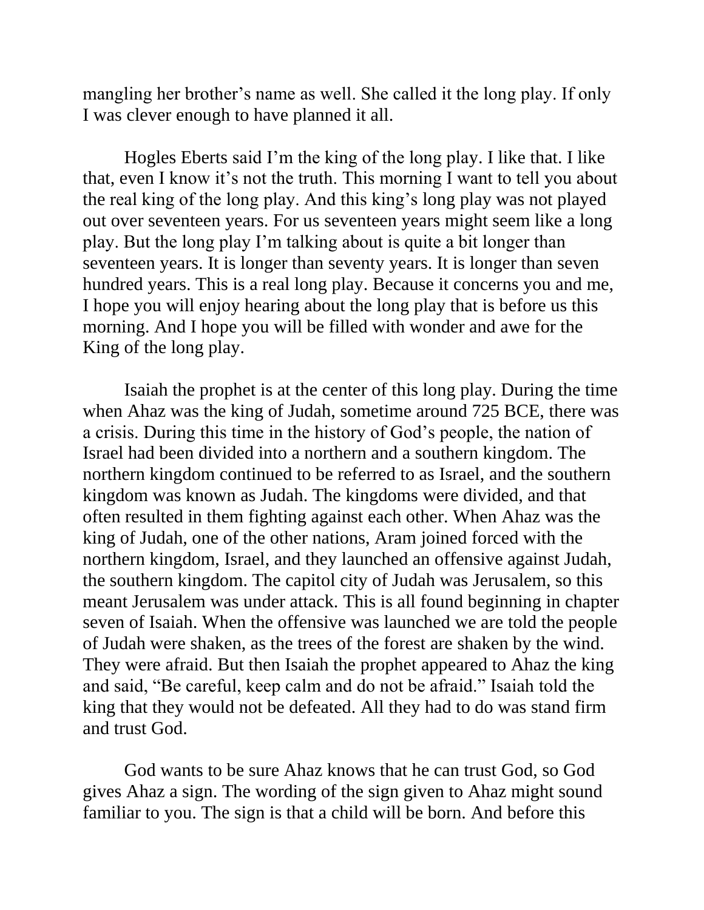mangling her brother's name as well. She called it the long play. If only I was clever enough to have planned it all.

Hogles Eberts said I'm the king of the long play. I like that. I like that, even I know it's not the truth. This morning I want to tell you about the real king of the long play. And this king's long play was not played out over seventeen years. For us seventeen years might seem like a long play. But the long play I'm talking about is quite a bit longer than seventeen years. It is longer than seventy years. It is longer than seven hundred years. This is a real long play. Because it concerns you and me, I hope you will enjoy hearing about the long play that is before us this morning. And I hope you will be filled with wonder and awe for the King of the long play.

Isaiah the prophet is at the center of this long play. During the time when Ahaz was the king of Judah, sometime around 725 BCE, there was a crisis. During this time in the history of God's people, the nation of Israel had been divided into a northern and a southern kingdom. The northern kingdom continued to be referred to as Israel, and the southern kingdom was known as Judah. The kingdoms were divided, and that often resulted in them fighting against each other. When Ahaz was the king of Judah, one of the other nations, Aram joined forced with the northern kingdom, Israel, and they launched an offensive against Judah, the southern kingdom. The capitol city of Judah was Jerusalem, so this meant Jerusalem was under attack. This is all found beginning in chapter seven of Isaiah. When the offensive was launched we are told the people of Judah were shaken, as the trees of the forest are shaken by the wind. They were afraid. But then Isaiah the prophet appeared to Ahaz the king and said, "Be careful, keep calm and do not be afraid." Isaiah told the king that they would not be defeated. All they had to do was stand firm and trust God.

God wants to be sure Ahaz knows that he can trust God, so God gives Ahaz a sign. The wording of the sign given to Ahaz might sound familiar to you. The sign is that a child will be born. And before this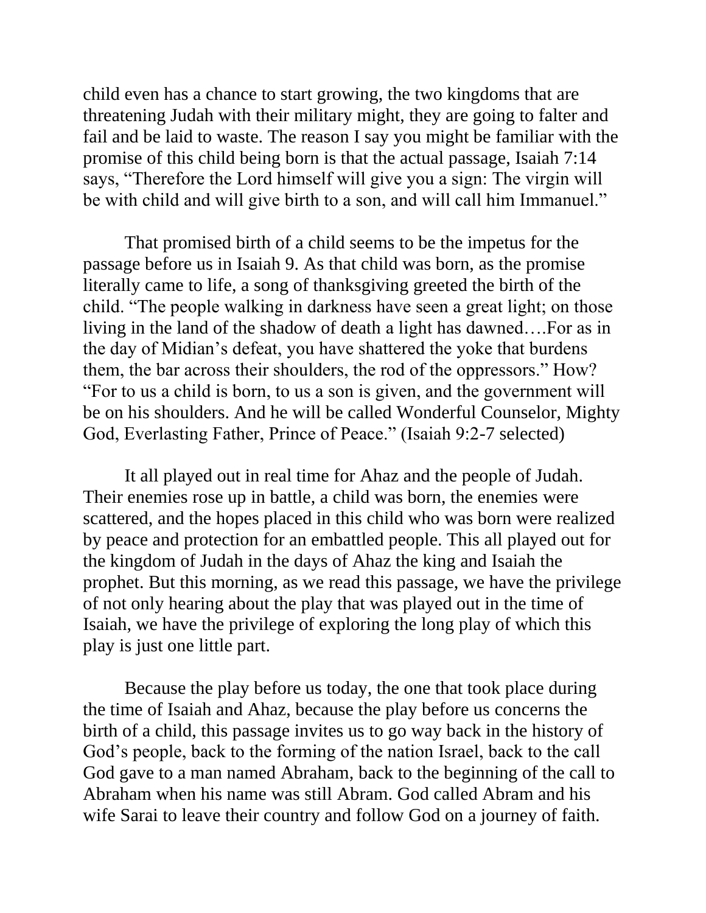child even has a chance to start growing, the two kingdoms that are threatening Judah with their military might, they are going to falter and fail and be laid to waste. The reason I say you might be familiar with the promise of this child being born is that the actual passage, Isaiah 7:14 says, "Therefore the Lord himself will give you a sign: The virgin will be with child and will give birth to a son, and will call him Immanuel."

That promised birth of a child seems to be the impetus for the passage before us in Isaiah 9. As that child was born, as the promise literally came to life, a song of thanksgiving greeted the birth of the child. "The people walking in darkness have seen a great light; on those living in the land of the shadow of death a light has dawned….For as in the day of Midian's defeat, you have shattered the yoke that burdens them, the bar across their shoulders, the rod of the oppressors." How? "For to us a child is born, to us a son is given, and the government will be on his shoulders. And he will be called Wonderful Counselor, Mighty God, Everlasting Father, Prince of Peace." (Isaiah 9:2-7 selected)

It all played out in real time for Ahaz and the people of Judah. Their enemies rose up in battle, a child was born, the enemies were scattered, and the hopes placed in this child who was born were realized by peace and protection for an embattled people. This all played out for the kingdom of Judah in the days of Ahaz the king and Isaiah the prophet. But this morning, as we read this passage, we have the privilege of not only hearing about the play that was played out in the time of Isaiah, we have the privilege of exploring the long play of which this play is just one little part.

Because the play before us today, the one that took place during the time of Isaiah and Ahaz, because the play before us concerns the birth of a child, this passage invites us to go way back in the history of God's people, back to the forming of the nation Israel, back to the call God gave to a man named Abraham, back to the beginning of the call to Abraham when his name was still Abram. God called Abram and his wife Sarai to leave their country and follow God on a journey of faith.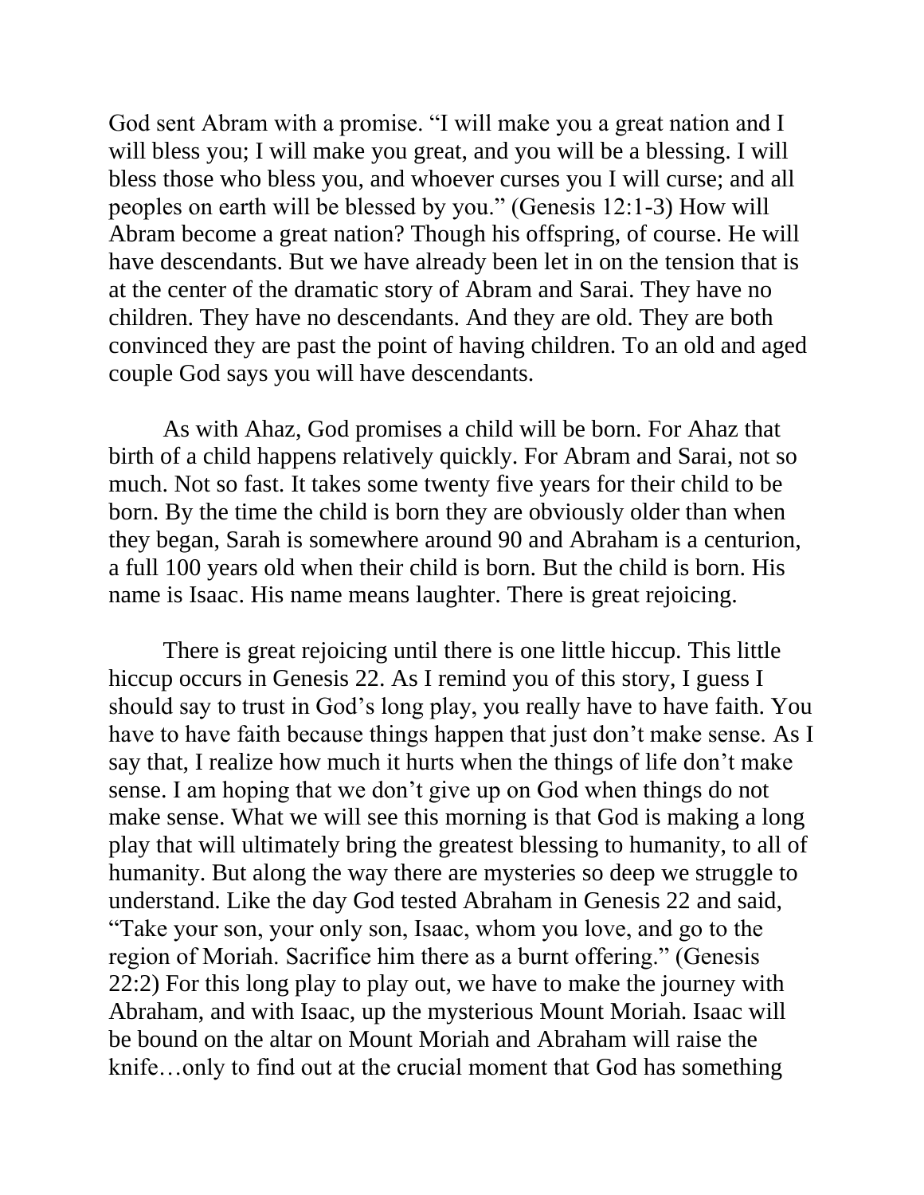God sent Abram with a promise. "I will make you a great nation and I will bless you; I will make you great, and you will be a blessing. I will bless those who bless you, and whoever curses you I will curse; and all peoples on earth will be blessed by you." (Genesis 12:1-3) How will Abram become a great nation? Though his offspring, of course. He will have descendants. But we have already been let in on the tension that is at the center of the dramatic story of Abram and Sarai. They have no children. They have no descendants. And they are old. They are both convinced they are past the point of having children. To an old and aged couple God says you will have descendants.

As with Ahaz, God promises a child will be born. For Ahaz that birth of a child happens relatively quickly. For Abram and Sarai, not so much. Not so fast. It takes some twenty five years for their child to be born. By the time the child is born they are obviously older than when they began, Sarah is somewhere around 90 and Abraham is a centurion, a full 100 years old when their child is born. But the child is born. His name is Isaac. His name means laughter. There is great rejoicing.

There is great rejoicing until there is one little hiccup. This little hiccup occurs in Genesis 22. As I remind you of this story, I guess I should say to trust in God's long play, you really have to have faith. You have to have faith because things happen that just don't make sense. As I say that, I realize how much it hurts when the things of life don't make sense. I am hoping that we don't give up on God when things do not make sense. What we will see this morning is that God is making a long play that will ultimately bring the greatest blessing to humanity, to all of humanity. But along the way there are mysteries so deep we struggle to understand. Like the day God tested Abraham in Genesis 22 and said, "Take your son, your only son, Isaac, whom you love, and go to the region of Moriah. Sacrifice him there as a burnt offering." (Genesis 22:2) For this long play to play out, we have to make the journey with Abraham, and with Isaac, up the mysterious Mount Moriah. Isaac will be bound on the altar on Mount Moriah and Abraham will raise the knife…only to find out at the crucial moment that God has something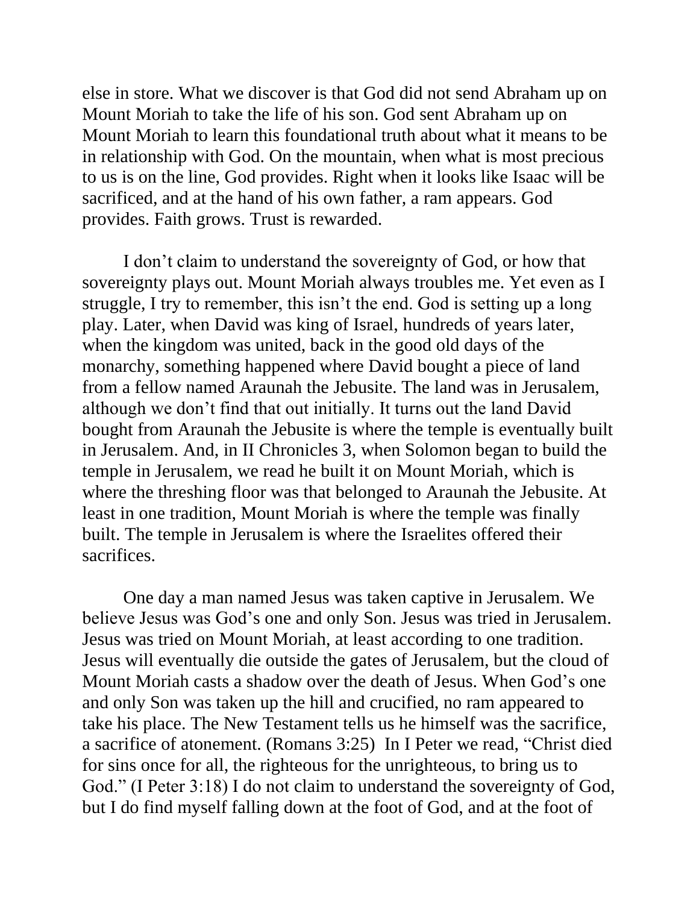else in store. What we discover is that God did not send Abraham up on Mount Moriah to take the life of his son. God sent Abraham up on Mount Moriah to learn this foundational truth about what it means to be in relationship with God. On the mountain, when what is most precious to us is on the line, God provides. Right when it looks like Isaac will be sacrificed, and at the hand of his own father, a ram appears. God provides. Faith grows. Trust is rewarded.

I don't claim to understand the sovereignty of God, or how that sovereignty plays out. Mount Moriah always troubles me. Yet even as I struggle, I try to remember, this isn't the end. God is setting up a long play. Later, when David was king of Israel, hundreds of years later, when the kingdom was united, back in the good old days of the monarchy, something happened where David bought a piece of land from a fellow named Araunah the Jebusite. The land was in Jerusalem, although we don't find that out initially. It turns out the land David bought from Araunah the Jebusite is where the temple is eventually built in Jerusalem. And, in II Chronicles 3, when Solomon began to build the temple in Jerusalem, we read he built it on Mount Moriah, which is where the threshing floor was that belonged to Araunah the Jebusite. At least in one tradition, Mount Moriah is where the temple was finally built. The temple in Jerusalem is where the Israelites offered their sacrifices.

One day a man named Jesus was taken captive in Jerusalem. We believe Jesus was God's one and only Son. Jesus was tried in Jerusalem. Jesus was tried on Mount Moriah, at least according to one tradition. Jesus will eventually die outside the gates of Jerusalem, but the cloud of Mount Moriah casts a shadow over the death of Jesus. When God's one and only Son was taken up the hill and crucified, no ram appeared to take his place. The New Testament tells us he himself was the sacrifice, a sacrifice of atonement. (Romans 3:25) In I Peter we read, "Christ died for sins once for all, the righteous for the unrighteous, to bring us to God." (I Peter 3:18) I do not claim to understand the sovereignty of God, but I do find myself falling down at the foot of God, and at the foot of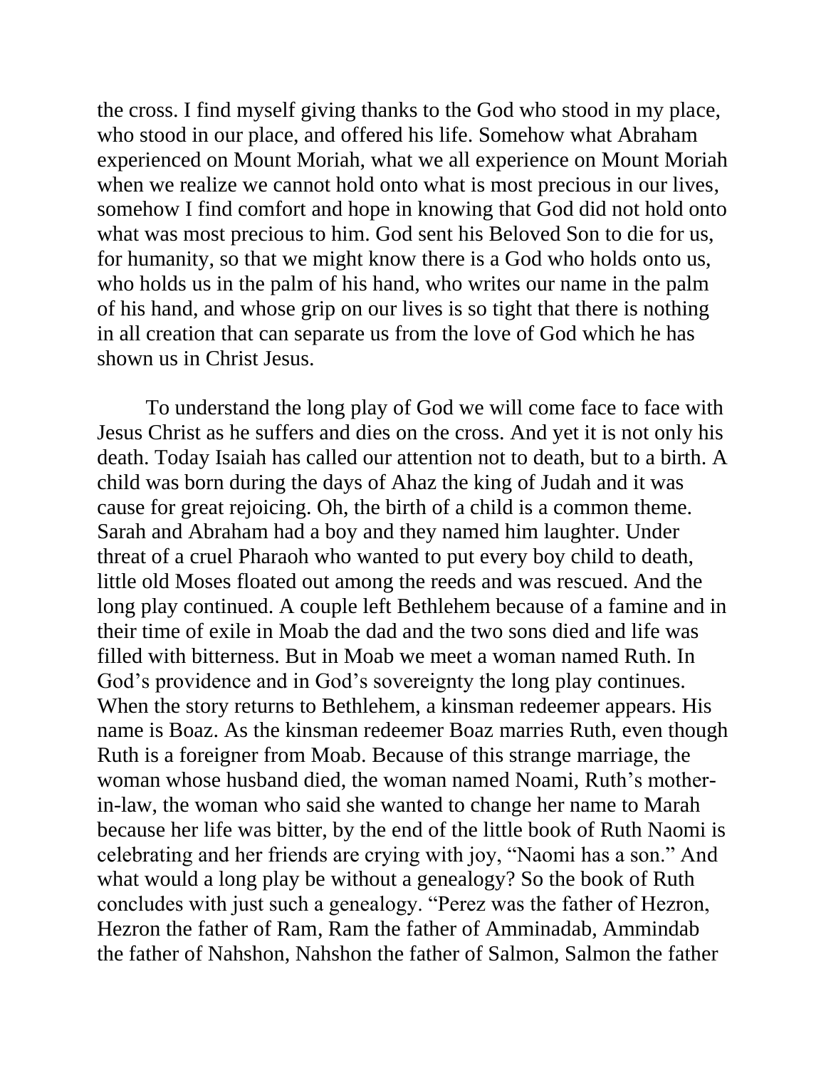the cross. I find myself giving thanks to the God who stood in my place, who stood in our place, and offered his life. Somehow what Abraham experienced on Mount Moriah, what we all experience on Mount Moriah when we realize we cannot hold onto what is most precious in our lives, somehow I find comfort and hope in knowing that God did not hold onto what was most precious to him. God sent his Beloved Son to die for us, for humanity, so that we might know there is a God who holds onto us, who holds us in the palm of his hand, who writes our name in the palm of his hand, and whose grip on our lives is so tight that there is nothing in all creation that can separate us from the love of God which he has shown us in Christ Jesus.

To understand the long play of God we will come face to face with Jesus Christ as he suffers and dies on the cross. And yet it is not only his death. Today Isaiah has called our attention not to death, but to a birth. A child was born during the days of Ahaz the king of Judah and it was cause for great rejoicing. Oh, the birth of a child is a common theme. Sarah and Abraham had a boy and they named him laughter. Under threat of a cruel Pharaoh who wanted to put every boy child to death, little old Moses floated out among the reeds and was rescued. And the long play continued. A couple left Bethlehem because of a famine and in their time of exile in Moab the dad and the two sons died and life was filled with bitterness. But in Moab we meet a woman named Ruth. In God's providence and in God's sovereignty the long play continues. When the story returns to Bethlehem, a kinsman redeemer appears. His name is Boaz. As the kinsman redeemer Boaz marries Ruth, even though Ruth is a foreigner from Moab. Because of this strange marriage, the woman whose husband died, the woman named Noami, Ruth's mother-in-law, the woman who said she wanted to change her name to Marah because her life was bitter, by the end of the little book of Ruth Naomi is celebrating and her friends are crying with joy, "Naomi has a son." And what would a long play be without a genealogy? So the book of Ruth concludes with just such a genealogy. "Perez was the father of Hezron, Hezron the father of Ram, Ram the father of Amminadab, Ammindab the father of Nahshon, Nahshon the father of Salmon, Salmon the father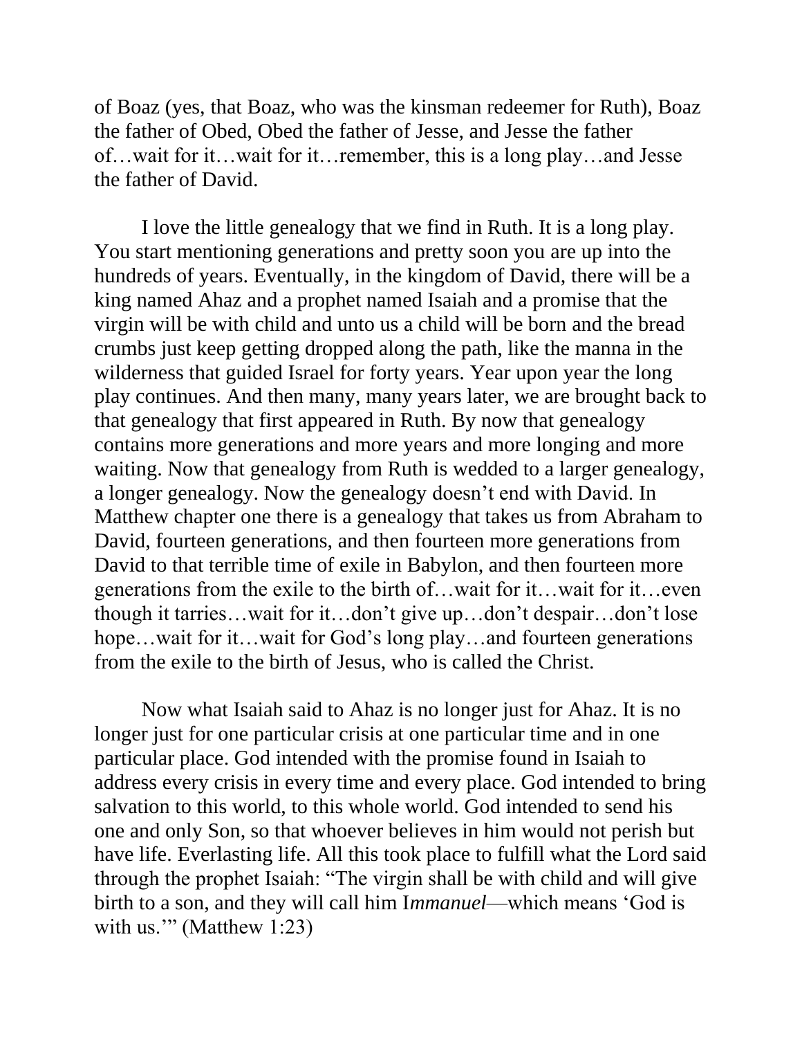of Boaz (yes, that Boaz, who was the kinsman redeemer for Ruth), Boaz the father of Obed, Obed the father of Jesse, and Jesse the father of…wait for it…wait for it…remember, this is a long play…and Jesse the father of David.

I love the little genealogy that we find in Ruth. It is a long play. You start mentioning generations and pretty soon you are up into the hundreds of years. Eventually, in the kingdom of David, there will be a king named Ahaz and a prophet named Isaiah and a promise that the virgin will be with child and unto us a child will be born and the bread crumbs just keep getting dropped along the path, like the manna in the wilderness that guided Israel for forty years. Year upon year the long play continues. And then many, many years later, we are brought back to that genealogy that first appeared in Ruth. By now that genealogy contains more generations and more years and more longing and more waiting. Now that genealogy from Ruth is wedded to a larger genealogy, a longer genealogy. Now the genealogy doesn't end with David. In Matthew chapter one there is a genealogy that takes us from Abraham to David, fourteen generations, and then fourteen more generations from David to that terrible time of exile in Babylon, and then fourteen more generations from the exile to the birth of…wait for it…wait for it…even though it tarries…wait for it…don't give up…don't despair…don't lose hope…wait for it…wait for God's long play…and fourteen generations from the exile to the birth of Jesus, who is called the Christ.

Now what Isaiah said to Ahaz is no longer just for Ahaz. It is no longer just for one particular crisis at one particular time and in one particular place. God intended with the promise found in Isaiah to address every crisis in every time and every place. God intended to bring salvation to this world, to this whole world. God intended to send his one and only Son, so that whoever believes in him would not perish but have life. Everlasting life. All this took place to fulfill what the Lord said through the prophet Isaiah: "The virgin shall be with child and will give birth to a son, and they will call him I*mmanuel*—which means 'God is with us.'" (Matthew 1:23)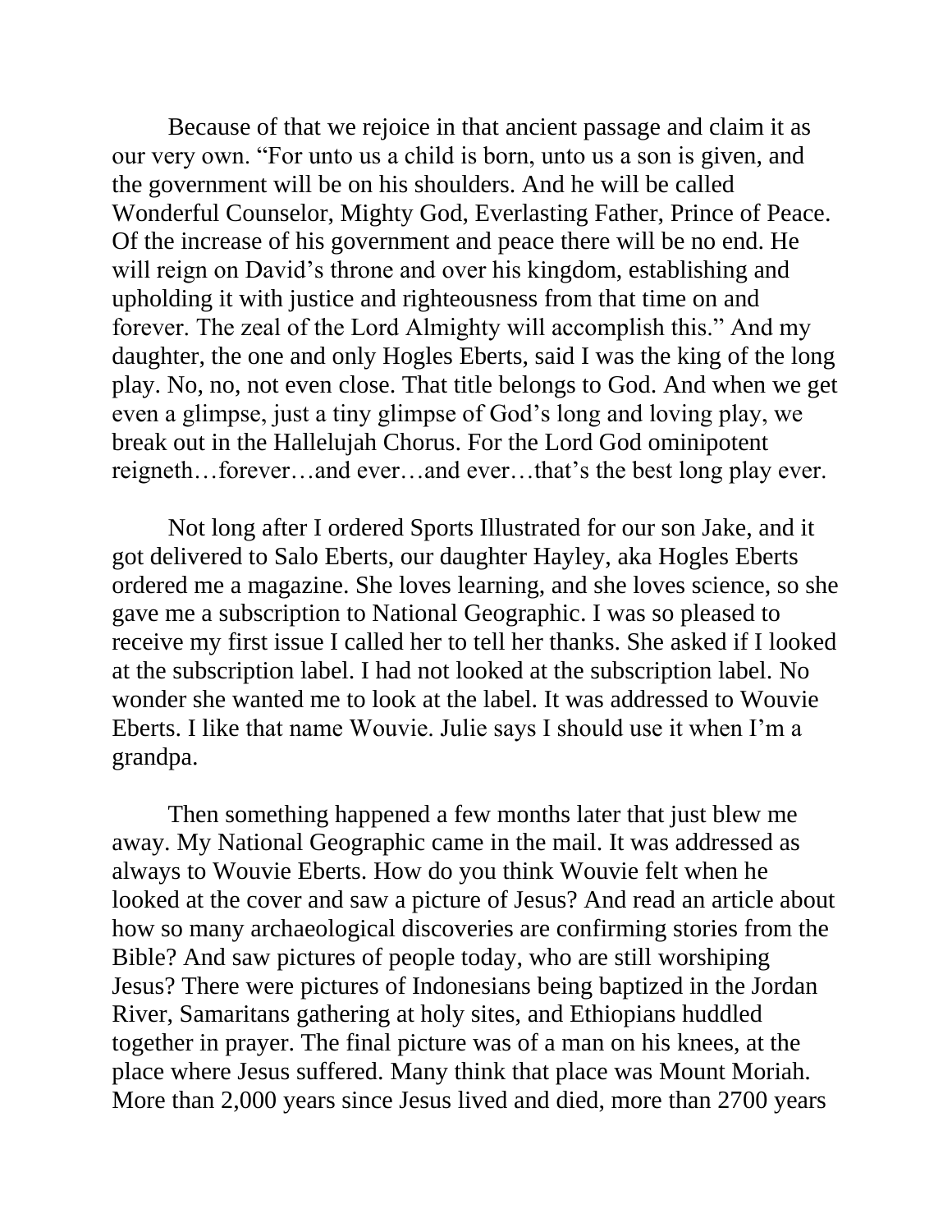Because of that we rejoice in that ancient passage and claim it as our very own. “For unto us a child is born, unto us a son is given, and the government will be on his shoulders. And he will be called Wonderful Counselor, Mighty God, Everlasting Father, Prince of Peace. Of the increase of his government and peace there will be no end. He will reign on David’s throne and over his kingdom, establishing and upholding it with justice and righteousness from that time on and forever. The zeal of the Lord Almighty will accomplish this.” And my daughter, the one and only Hogles Eberts, said I was the king of the long play. No, no, not even close. That title belongs to God. And when we get even a glimpse, just a tiny glimpse of God’s long and loving play, we break out in the Hallelujah Chorus. For the Lord God ominipotent reigneth…forever…and ever…and ever…that’s the best long play ever.

Not long after I ordered Sports Illustrated for our son Jake, and it got delivered to Salo Eberts, our daughter Hayley, aka Hogles Eberts ordered me a magazine. She loves learning, and she loves science, so she gave me a subscription to National Geographic. I was so pleased to receive my first issue I called her to tell her thanks. She asked if I looked at the subscription label. I had not looked at the subscription label. No wonder she wanted me to look at the label. It was addressed to Wouvie Eberts. I like that name Wouvie. Julie says I should use it when I’m a grandpa.

Then something happened a few months later that just blew me away. My National Geographic came in the mail. It was addressed as always to Wouvie Eberts. How do you think Wouvie felt when he looked at the cover and saw a picture of Jesus? And read an article about how so many archaeological discoveries are confirming stories from the Bible? And saw pictures of people today, who are still worshiping Jesus? There were pictures of Indonesians being baptized in the Jordan River, Samaritans gathering at holy sites, and Ethiopians huddled together in prayer. The final picture was of a man on his knees, at the place where Jesus suffered. Many think that place was Mount Moriah. More than 2,000 years since Jesus lived and died, more than 2700 years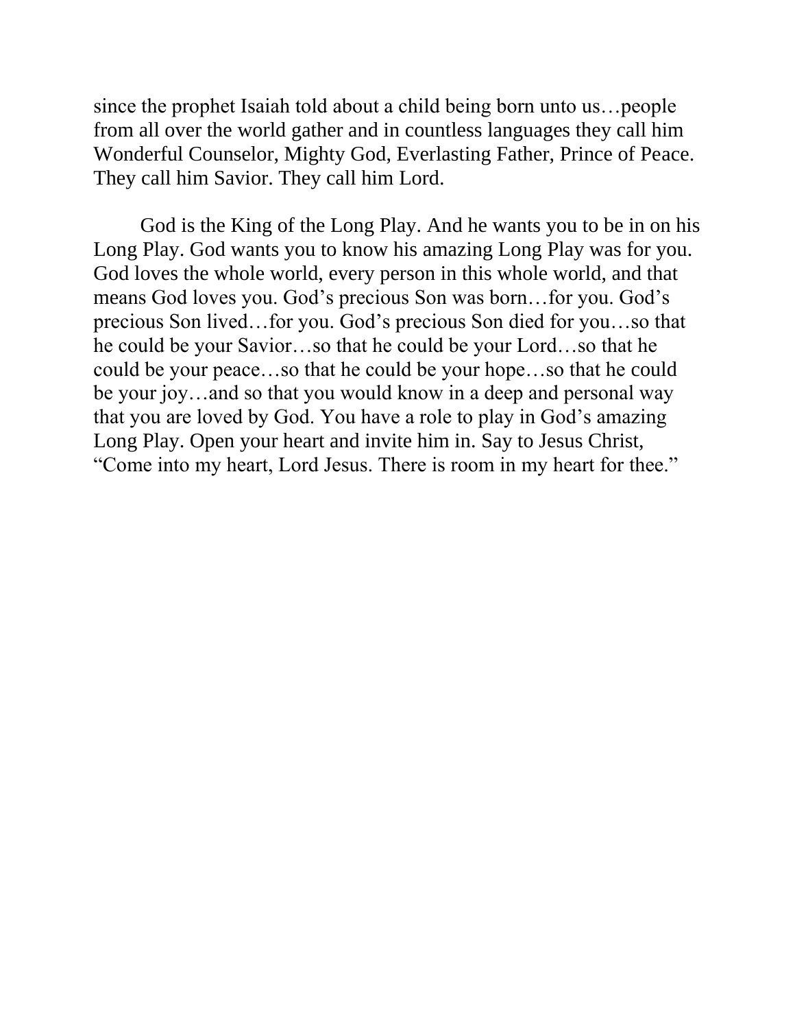since the prophet Isaiah told about a child being born unto us…people from all over the world gather and in countless languages they call him Wonderful Counselor, Mighty God, Everlasting Father, Prince of Peace. They call him Savior. They call him Lord.

God is the King of the Long Play. And he wants you to be in on his Long Play. God wants you to know his amazing Long Play was for you. God loves the whole world, every person in this whole world, and that means God loves you. God's precious Son was born…for you. God's precious Son lived…for you. God's precious Son died for you…so that he could be your Savior…so that he could be your Lord…so that he could be your peace…so that he could be your hope…so that he could be your joy…and so that you would know in a deep and personal way that you are loved by God. You have a role to play in God's amazing Long Play. Open your heart and invite him in. Say to Jesus Christ, "Come into my heart, Lord Jesus. There is room in my heart for thee."